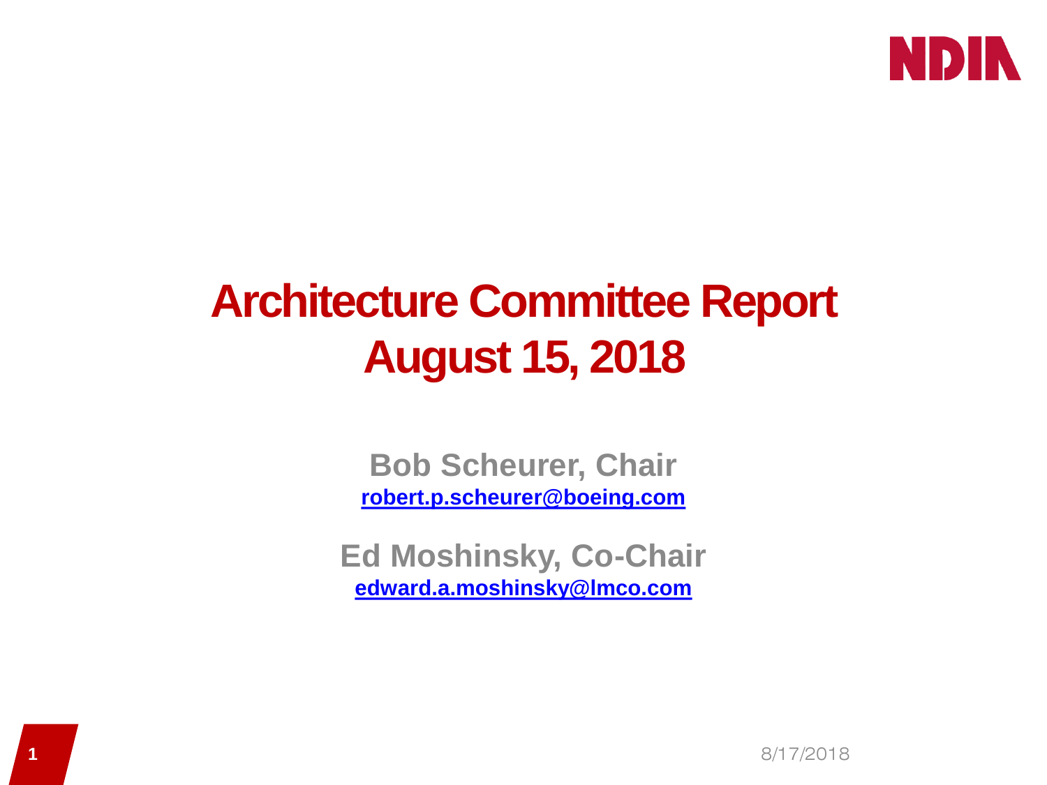# Architecture Committee Report
# August 15, 2018

**Bob Scheurer, Chair**
robert.p.scheurer@boeing.com

**Ed Moshinsky, Co-Chair**
edward.a.moshinsky@lmco.com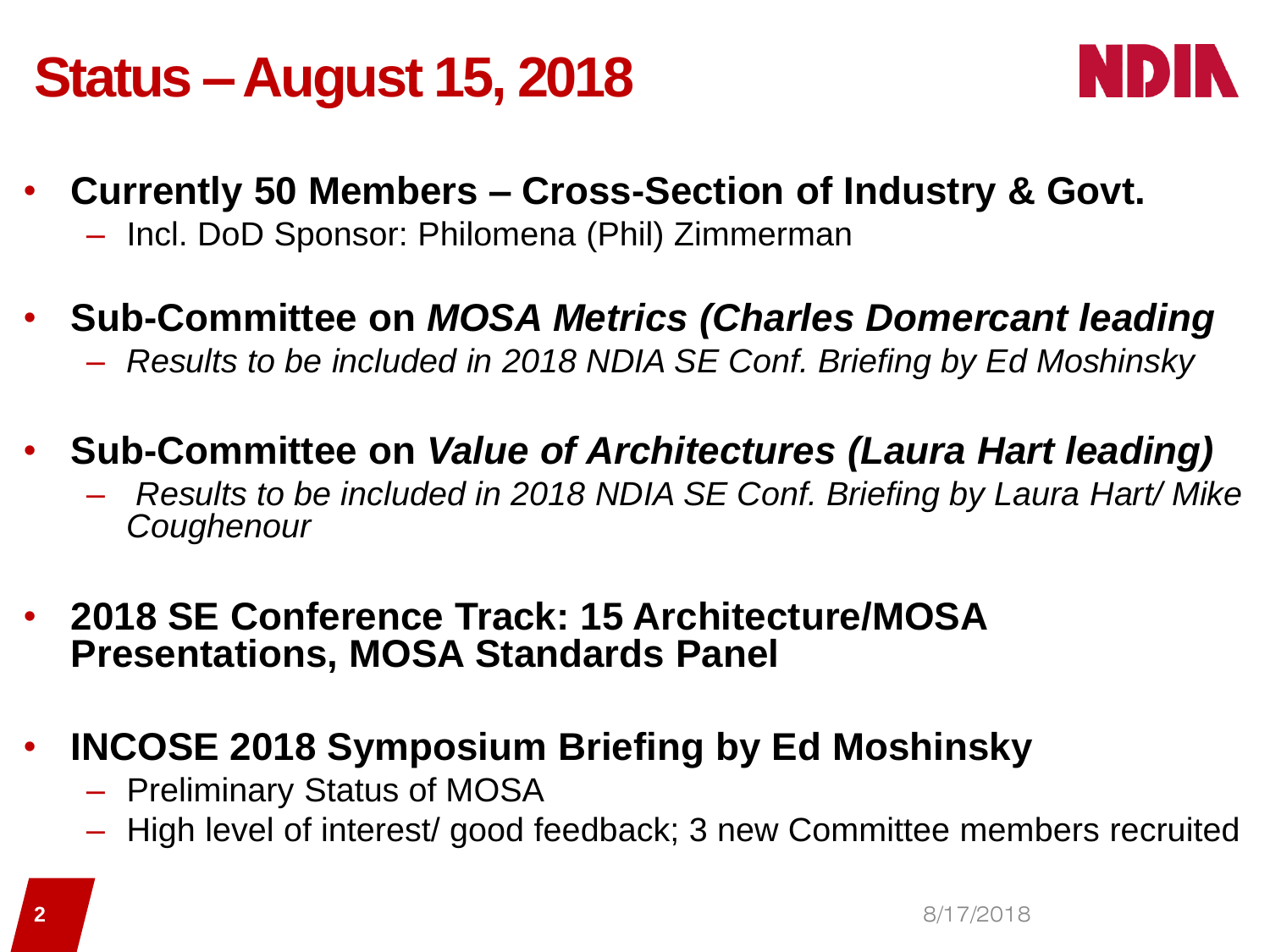# Status – August 15, 2018

- **Currently 50 Members – Cross-Section of Industry & Govt.**
  - Incl. DoD Sponsor: Philomena (Phil) Zimmerman
- **Sub-Committee on *MOSA Metrics (Charles Domercant leading***
  - *Results to be included in 2018 NDIA SE Conf. Briefing by Ed Moshinsky*
- **Sub-Committee on *Value of Architectures (Laura Hart leading)***
  - *Results to be included in 2018 NDIA SE Conf. Briefing by Laura Hart/ Mike Coughenour*
- **2018 SE Conference Track: 15 Architecture/MOSA Presentations, MOSA Standards Panel**
- **INCOSE 2018 Symposium Briefing by Ed Moshinsky**
  - Preliminary Status of MOSA
  - High level of interest/ good feedback; 3 new Committee members recruited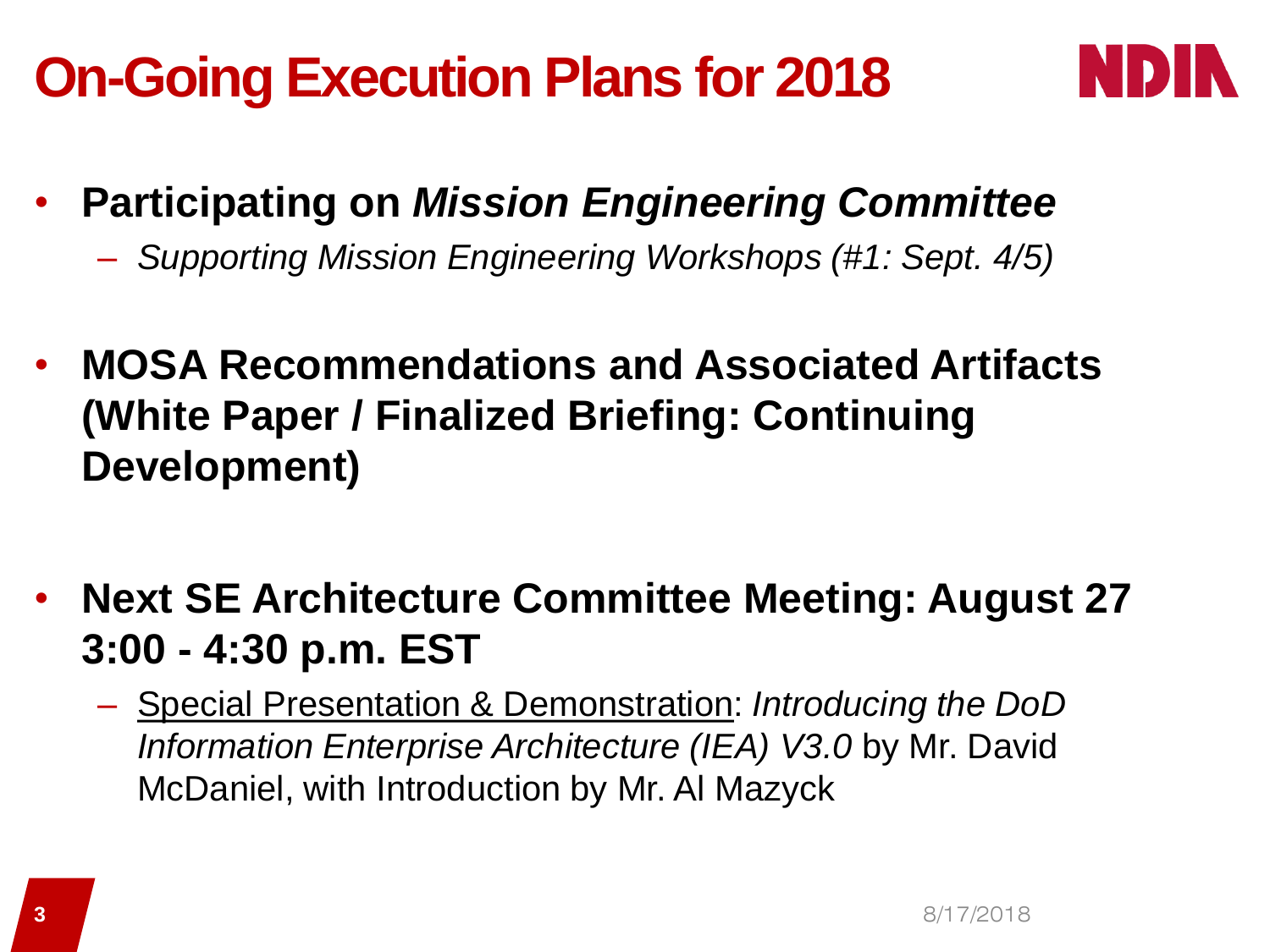# On-Going Execution Plans for 2018

- **Participating on *Mission Engineering Committee***
  - *Supporting Mission Engineering Workshops (#1: Sept. 4/5)*

- **MOSA Recommendations and Associated Artifacts (White Paper / Finalized Briefing: Continuing Development)**

- **Next SE Architecture Committee Meeting: August 27 3:00 - 4:30 p.m. EST**
  - <u>Special Presentation & Demonstration</u>: *Introducing the DoD Information Enterprise Architecture (IEA) V3.0* by Mr. David McDaniel, with Introduction by Mr. Al Mazyck

8/17/2018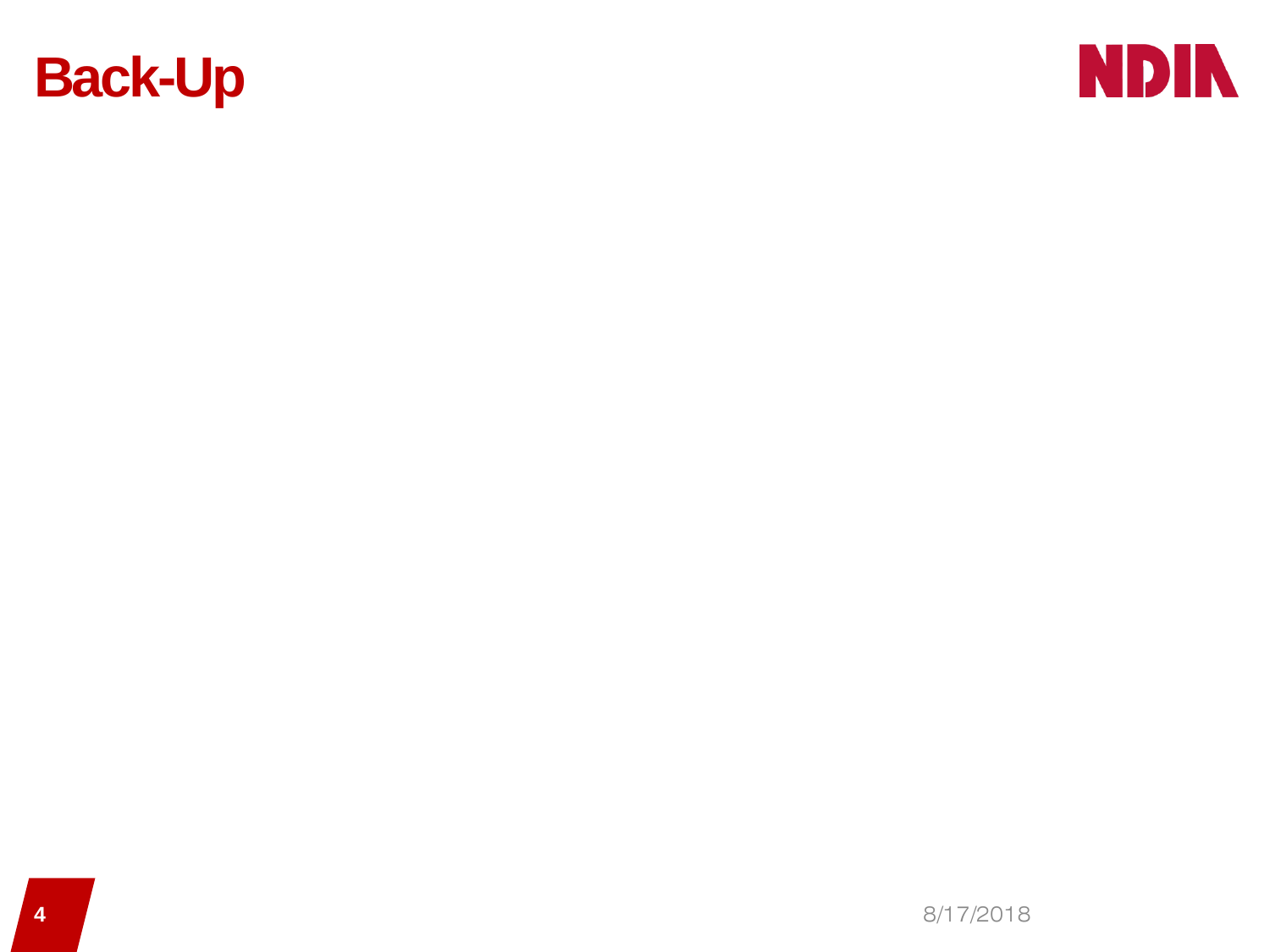# Back-Up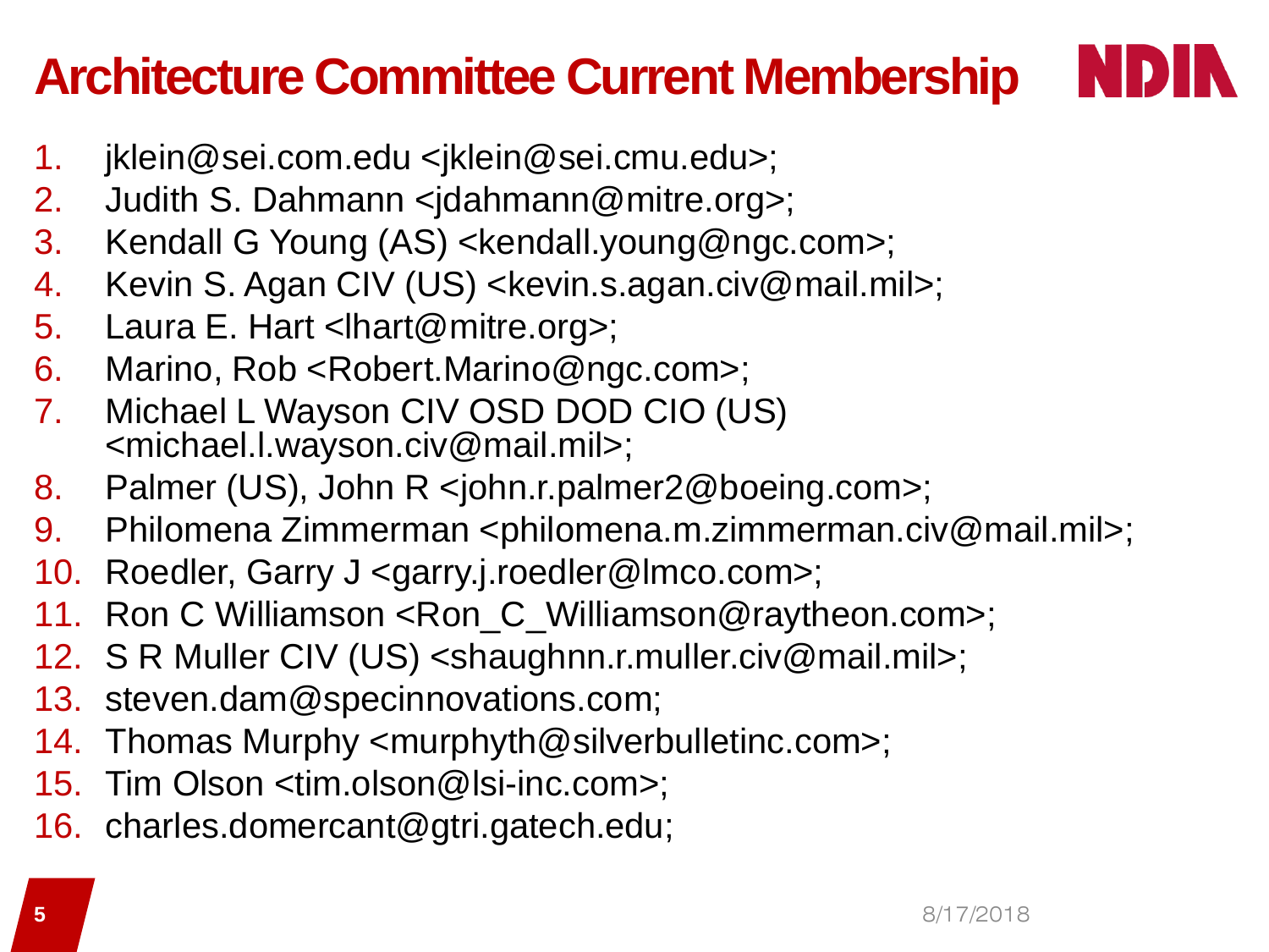# Architecture Committee Current Membership

1. jklein@sei.com.edu <jklein@sei.cmu.edu>;
2. Judith S. Dahmann <jdahmann@mitre.org>;
3. Kendall G Young (AS) <kendall.young@ngc.com>;
4. Kevin S. Agan CIV (US) <kevin.s.agan.civ@mail.mil>;
5. Laura E. Hart <lhart@mitre.org>;
6. Marino, Rob <Robert.Marino@ngc.com>;
7. Michael L Wayson CIV OSD DOD CIO (US) <michael.l.wayson.civ@mail.mil>;
8. Palmer (US), John R <john.r.palmer2@boeing.com>;
9. Philomena Zimmerman <philomena.m.zimmerman.civ@mail.mil>;
10. Roedler, Garry J <garry.j.roedler@lmco.com>;
11. Ron C Williamson <Ron_C_Williamson@raytheon.com>;
12. S R Muller CIV (US) <shaughnn.r.muller.civ@mail.mil>;
13. steven.dam@specinnovations.com;
14. Thomas Murphy <murphyth@silverbulletinc.com>;
15. Tim Olson <tim.olson@lsi-inc.com>;
16. charles.domercant@gtri.gatech.edu;

8/17/2018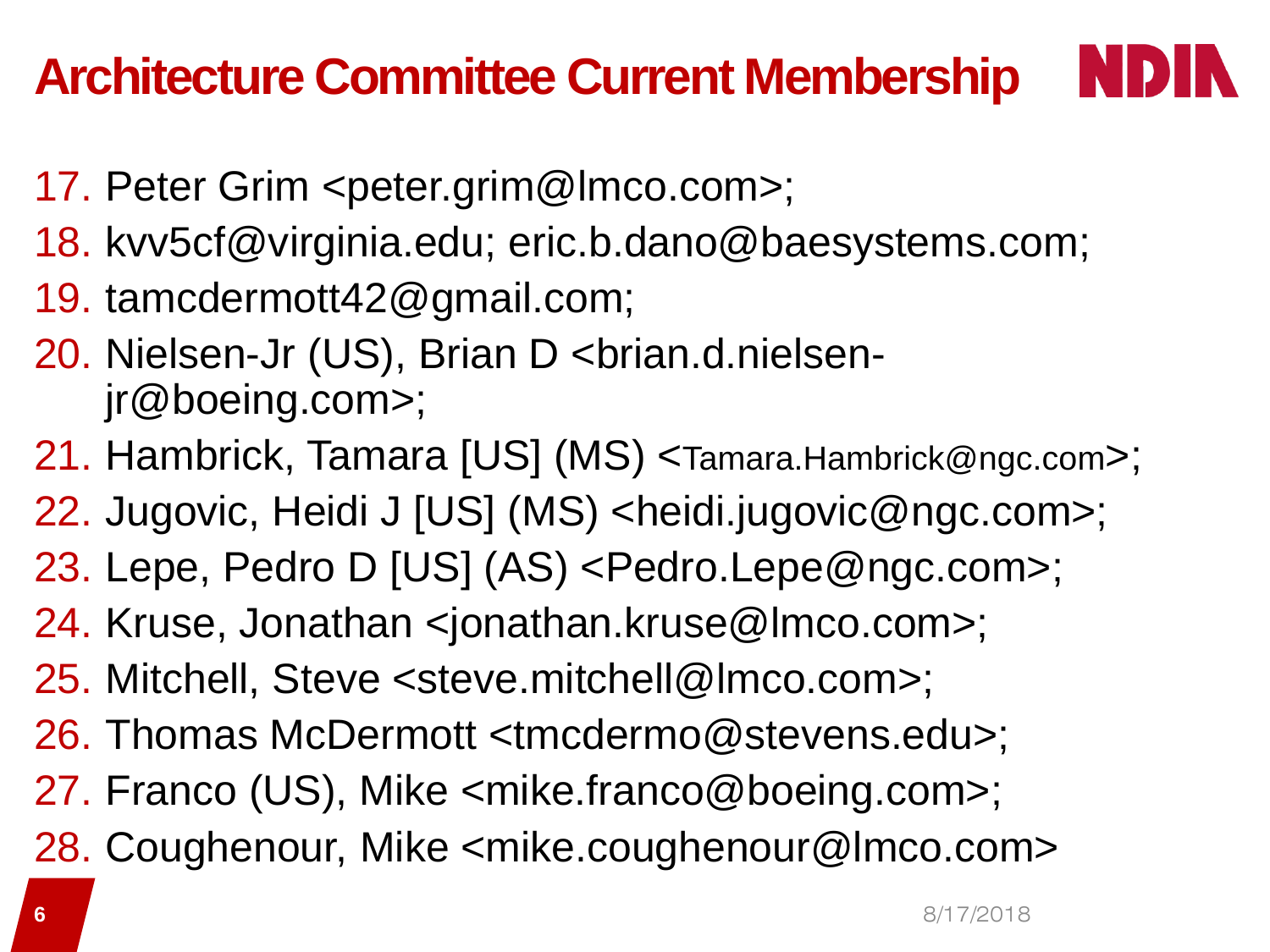# Architecture Committee Current Membership

17. Peter Grim <peter.grim@lmco.com>;
18. kvv5cf@virginia.edu; eric.b.dano@baesystems.com;
19. tamcdermott42@gmail.com;
20. Nielsen-Jr (US), Brian D <brian.d.nielsen-jr@boeing.com>;
21. Hambrick, Tamara [US] (MS) <Tamara.Hambrick@ngc.com>;
22. Jugovic, Heidi J [US] (MS) <heidi.jugovic@ngc.com>;
23. Lepe, Pedro D [US] (AS) <Pedro.Lepe@ngc.com>;
24. Kruse, Jonathan <jonathan.kruse@lmco.com>;
25. Mitchell, Steve <steve.mitchell@lmco.com>;
26. Thomas McDermott <tmcdermo@stevens.edu>;
27. Franco (US), Mike <mike.franco@boeing.com>;
28. Coughenour, Mike <mike.coughenour@lmco.com>

8/17/2018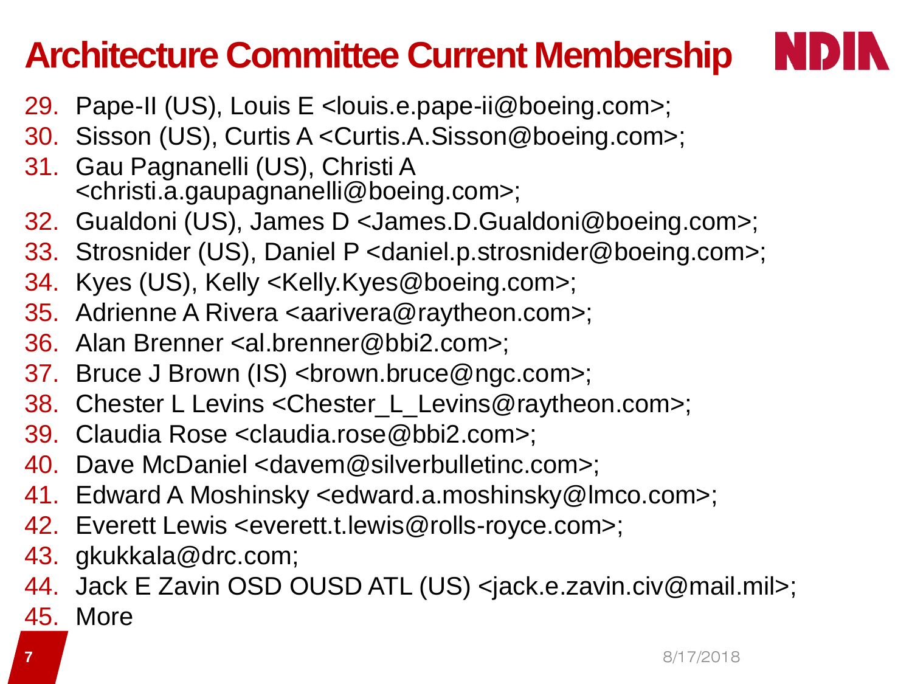# Architecture Committee Current Membership

29. Pape-II (US), Louis E <louis.e.pape-ii@boeing.com>;
30. Sisson (US), Curtis A <Curtis.A.Sisson@boeing.com>;
31. Gau Pagnanelli (US), Christi A <christi.a.gaupagnanelli@boeing.com>;
32. Gualdoni (US), James D <James.D.Gualdoni@boeing.com>;
33. Strosnider (US), Daniel P <daniel.p.strosnider@boeing.com>;
34. Kyes (US), Kelly <Kelly.Kyes@boeing.com>;
35. Adrienne A Rivera <aarivera@raytheon.com>;
36. Alan Brenner <al.brenner@bbi2.com>;
37. Bruce J Brown (IS) <brown.bruce@ngc.com>;
38. Chester L Levins <Chester_L_Levins@raytheon.com>;
39. Claudia Rose <claudia.rose@bbi2.com>;
40. Dave McDaniel <davem@silverbulletinc.com>;
41. Edward A Moshinsky <edward.a.moshinsky@lmco.com>;
42. Everett Lewis <everett.t.lewis@rolls-royce.com>;
43. gkukkala@drc.com;
44. Jack E Zavin OSD OUSD ATL (US) <jack.e.zavin.civ@mail.mil>;
45. More

8/17/2018